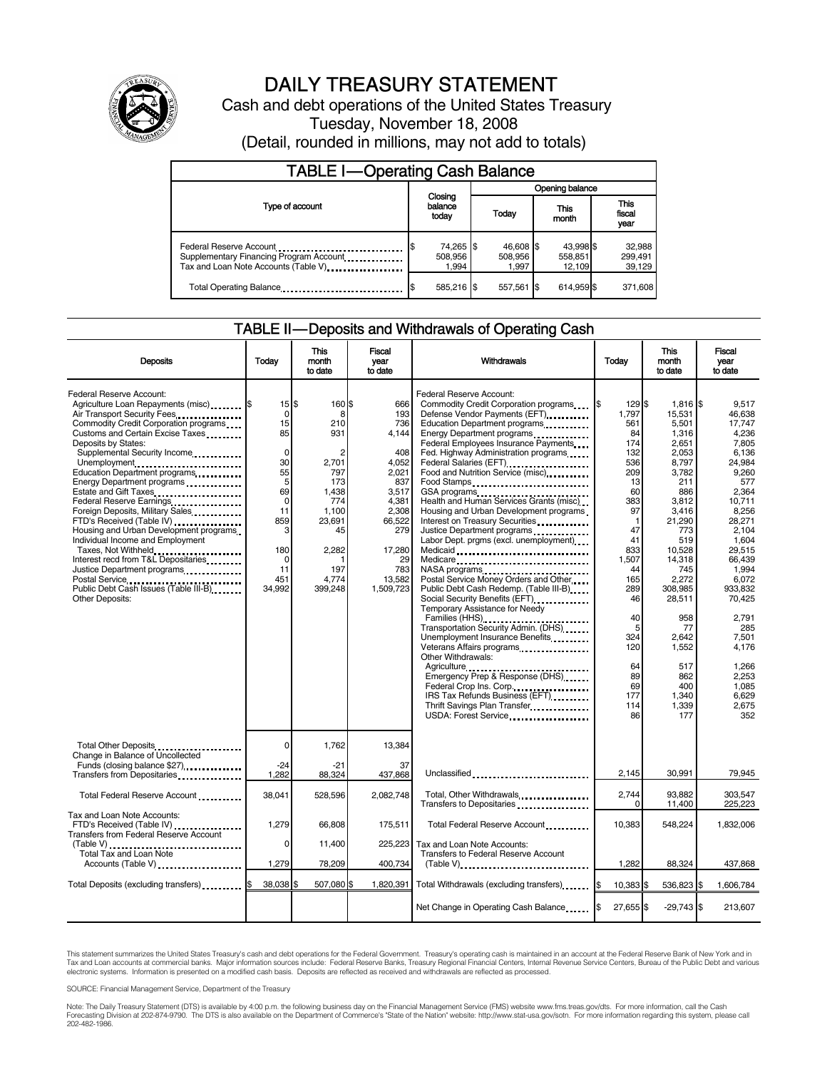# DAILY TREASURY STATEMENT

Cash and debt operations of the United States Treasury

Tuesday, November 18, 2008

(Detail, rounded in millions, may not add to totals)

## TABLE I—Operating Cash Balance

| Type of account | Closing balance today | Opening balance Today | Opening balance This month | Opening balance This fiscal year |
|---|---|---|---|---|
| Federal Reserve Account | $ 74,265 | $ 46,608 | $ 43,998 | $ 32,988 |
| Supplementary Financing Program Account | 508,956 | 508,956 | 558,851 | 299,491 |
| Tax and Loan Note Accounts (Table V) | 1,994 | 1,997 | 12,109 | 39,129 |
| Total Operating Balance | $ 585,216 | $ 557,561 | $ 614,959 | $ 371,608 |

## TABLE II—Deposits and Withdrawals of Operating Cash

| Deposits | Today | This month to date | Fiscal year to date |
|---|---|---|---|
| Federal Reserve Account: | | | |
| Agriculture Loan Repayments (misc) | $ 15 | $ 160 | $ 666 |
| Air Transport Security Fees | 0 | 8 | 193 |
| Commodity Credit Corporation programs | 15 | 210 | 736 |
| Customs and Certain Excise Taxes | 85 | 931 | 4,144 |
| Deposits by States: | | | |
| Supplemental Security Income | 0 | 2 | 408 |
| Unemployment | 30 | 2,701 | 4,052 |
| Education Department programs | 55 | 797 | 2,021 |
| Energy Department programs | 5 | 173 | 837 |
| Estate and Gift Taxes | 69 | 1,438 | 3,517 |
| Federal Reserve Earnings | 0 | 774 | 4,381 |
| Foreign Deposits, Military Sales | 11 | 1,100 | 2,308 |
| FTD's Received (Table IV) | 859 | 23,691 | 66,522 |
| Housing and Urban Development programs | 3 | 45 | 279 |
| Individual Income and Employment Taxes, Not Withheld | 180 | 2,282 | 17,280 |
| Interest recd from T&L Depositaries | 0 | 1 | 29 |
| Justice Department programs | 11 | 197 | 783 |
| Postal Service | 451 | 4,774 | 13,582 |
| Public Debt Cash Issues (Table III-B) | 34,992 | 399,248 | 1,509,723 |
| Other Deposits: | | | |
| Total Other Deposits | 0 | 1,762 | 13,384 |
| Change in Balance of Uncollected Funds (closing balance $27) | -24 | -21 | 37 |
| Transfers from Depositaries | 1,282 | 88,324 | 437,868 |
| Total Federal Reserve Account | 38,041 | 528,596 | 2,082,748 |
| Tax and Loan Note Accounts: | | | |
| FTD's Received (Table IV) | 1,279 | 66,808 | 175,511 |
| Transfers from Federal Reserve Account (Table V) | 0 | 11,400 | 225,223 |
| Total Tax and Loan Note Accounts (Table V) | 1,279 | 78,209 | 400,734 |
| Total Deposits (excluding transfers) | $ 38,038 | $ 507,080 | $ 1,820,391 |

| Withdrawals | Today | This month to date | Fiscal year to date |
|---|---|---|---|
| Federal Reserve Account: | | | |
| Commodity Credit Corporation programs | $ 129 | $ 1,816 | $ 9,517 |
| Defense Vendor Payments (EFT) | 1,797 | 15,531 | 46,638 |
| Education Department programs | 561 | 5,501 | 17,747 |
| Energy Department programs | 84 | 1,316 | 4,236 |
| Federal Employees Insurance Payments | 174 | 2,651 | 7,805 |
| Fed. Highway Administration programs | 132 | 2,053 | 6,136 |
| Federal Salaries (EFT) | 536 | 8,797 | 24,984 |
| Food and Nutrition Service (misc) | 209 | 3,782 | 9,260 |
| Food Stamps | 13 | 211 | 577 |
| GSA programs | 60 | 886 | 2,364 |
| Health and Human Services Grants (misc) | 383 | 3,812 | 10,711 |
| Housing and Urban Development programs | 97 | 3,416 | 8,256 |
| Interest on Treasury Securities | 1 | 21,290 | 28,271 |
| Justice Department programs | 47 | 773 | 2,104 |
| Labor Dept. prgms (excl. unemployment) | 41 | 519 | 1,604 |
| Medicaid | 833 | 10,528 | 29,515 |
| Medicare | 1,507 | 14,318 | 66,439 |
| NASA programs | 44 | 745 | 1,994 |
| Postal Service Money Orders and Other | 165 | 2,272 | 6,072 |
| Public Debt Cash Redemp. (Table III-B) | 289 | 308,985 | 933,832 |
| Social Security Benefits (EFT) | 46 | 28,511 | 70,425 |
| Temporary Assistance for Needy Families (HHS) | 40 | 958 | 2,791 |
| Transportation Security Admin. (DHS) | 5 | 77 | 285 |
| Unemployment Insurance Benefits | 324 | 2,642 | 7,501 |
| Veterans Affairs programs | 120 | 1,552 | 4,176 |
| Other Withdrawals: | | | |
| Agriculture | 64 | 517 | 1,266 |
| Emergency Prep & Response (DHS) | 89 | 862 | 2,253 |
| Federal Crop Ins. Corp. | 69 | 400 | 1,085 |
| IRS Tax Refunds Business (EFT) | 177 | 1,340 | 6,629 |
| Thrift Savings Plan Transfer | 114 | 1,339 | 2,675 |
| USDA: Forest Service | 86 | 177 | 352 |
| Unclassified | 2,145 | 30,991 | 79,945 |
| Total, Other Withdrawals | 2,744 | 93,882 | 303,547 |
| Transfers to Depositaries | 0 | 11,400 | 225,223 |
| Total Federal Reserve Account | 10,383 | 548,224 | 1,832,006 |
| Tax and Loan Note Accounts: | | | |
| Transfers to Federal Reserve Account (Table V) | 1,282 | 88,324 | 437,868 |
| Total Withdrawals (excluding transfers) | $ 10,383 | $ 536,823 | $ 1,606,784 |
| Net Change in Operating Cash Balance | $ 27,655 | $ -29,743 | $ 213,607 |

This statement summarizes the United States Treasury's cash and debt operations for the Federal Government. Treasury's operating cash is maintained in an account at the Federal Reserve Bank of New York and in Tax and Loan accounts at commercial banks. Major information sources include: Federal Reserve Banks, Treasury Regional Financial Centers, Internal Revenue Service Centers, Bureau of the Public Debt and various electronic systems. Information is presented on a modified cash basis. Deposits are reflected as received and withdrawals are reflected as processed.

SOURCE: Financial Management Service, Department of the Treasury

Note: The Daily Treasury Statement (DTS) is available by 4:00 p.m. the following business day on the Financial Management Service (FMS) website www.fms.treas.gov/dts. For more information, call the Cash Forecasting Division at 202-874-9790. The DTS is also available on the Department of Commerce's "State of the Nation" website: http://www.stat-usa.gov/sotn. For more information regarding this system, please call 202-482-1986.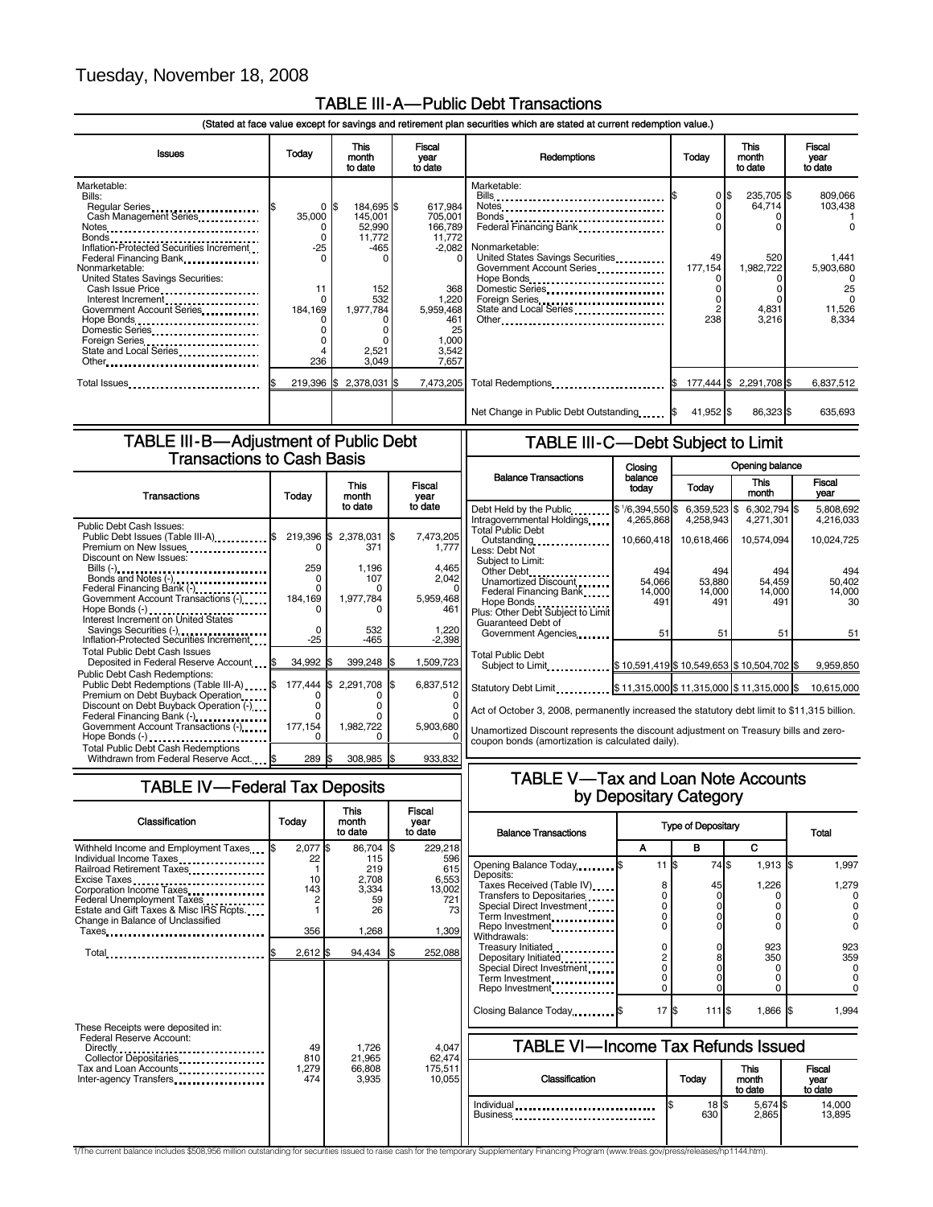Tuesday, November 18, 2008

## TABLE III-A—Public Debt Transactions

(Stated at face value except for savings and retirement plan securities which are stated at current redemption value.)

| Issues | Today | This month to date | Fiscal year to date |
|---|---|---|---|
| Marketable: | | | |
| Bills: | | | |
| Regular Series | $ 0 | $ 184,695 | $ 617,984 |
| Cash Management Series | 35,000 | 145,001 | 705,001 |
| Notes | 0 | 52,990 | 166,789 |
| Bonds | 0 | 11,772 | 11,772 |
| Inflation-Protected Securities Increment | -25 | -465 | -2,082 |
| Federal Financing Bank | 0 | 0 | 0 |
| Nonmarketable: | | | |
| United States Savings Securities: | | | |
| Cash Issue Price | 11 | 152 | 368 |
| Interest Increment | 0 | 532 | 1,220 |
| Government Account Series | 184,169 | 1,977,784 | 5,959,468 |
| Hope Bonds | 0 | 0 | 461 |
| Domestic Series | 0 | 0 | 25 |
| Foreign Series | 0 | 0 | 1,000 |
| State and Local Series | 4 | 2,521 | 3,542 |
| Other | 236 | 3,049 | 7,657 |
| Total Issues | $ 219,396 | $ 2,378,031 | $ 7,473,205 |

| Redemptions | Today | This month to date | Fiscal year to date |
|---|---|---|---|
| Marketable: | | | |
| Bills | $ 0 | $ 235,705 | $ 809,066 |
| Notes | 0 | 64,714 | 103,438 |
| Bonds | 0 | 0 | 1 |
| Federal Financing Bank | 0 | 0 | 0 |
| Nonmarketable: | | | |
| United States Savings Securities | 49 | 520 | 1,441 |
| Government Account Series | 177,154 | 1,982,722 | 5,903,680 |
| Hope Bonds | 0 | 0 | 0 |
| Domestic Series | 0 | 0 | 25 |
| Foreign Series | 0 | 0 | 0 |
| State and Local Series | 2 | 4,831 | 11,526 |
| Other | 238 | 3,216 | 8,334 |
| Total Redemptions | $ 177,444 | $ 2,291,708 | $ 6,837,512 |
| Net Change in Public Debt Outstanding | $ 41,952 | $ 86,323 | $ 635,693 |

## TABLE III-B—Adjustment of Public Debt Transactions to Cash Basis

| Transactions | Today | This month to date | Fiscal year to date |
|---|---|---|---|
| Public Debt Cash Issues: | | | |
| Public Debt Issues (Table III-A) | $ 219,396 | $ 2,378,031 | $ 7,473,205 |
| Premium on New Issues | 0 | 371 | 1,777 |
| Discount on New Issues: | | | |
| Bills (-) | 259 | 1,196 | 4,465 |
| Bonds and Notes (-) | 0 | 107 | 2,042 |
| Federal Financing Bank (-) | 0 | 0 | 0 |
| Government Account Transactions (-) | 184,169 | 1,977,784 | 5,959,468 |
| Hope Bonds (-) | 0 | 0 | 461 |
| Interest Increment on United States Savings Securities (-) | 0 | 532 | 1,220 |
| Inflation-Protected Securities Increment | -25 | -465 | -2,398 |
| Total Public Debt Cash Issues Deposited in Federal Reserve Account | $ 34,992 | $ 399,248 | $ 1,509,723 |
| Public Debt Cash Redemptions: | | | |
| Public Debt Redemptions (Table III-A) | $ 177,444 | $ 2,291,708 | $ 6,837,512 |
| Premium on Debt Buyback Operation | 0 | 0 | 0 |
| Discount on Debt Buyback Operation (-) | 0 | 0 | 0 |
| Federal Financing Bank (-) | 0 | 0 | 0 |
| Government Account Transactions (-) | 177,154 | 1,982,722 | 5,903,680 |
| Hope Bonds (-) | 0 | 0 | 0 |
| Total Public Debt Cash Redemptions Withdrawn from Federal Reserve Acct. | $ 289 | $ 308,985 | $ 933,832 |

## TABLE III-C—Debt Subject to Limit

| Balance Transactions | Closing balance today | Opening balance | | |
|---|---|---|---|---|
| | | Today | This month | Fiscal year |
| Debt Held by the Public | $ [1]6,394,550 | $ 6,359,523 | $ 6,302,794 | $ 5,808,692 |
| Intragovernmental Holdings | 4,265,868 | 4,258,943 | 4,271,301 | 4,216,033 |
| Total Public Debt Outstanding | 10,660,418 | 10,618,466 | 10,574,094 | 10,024,725 |
| Less: Debt Not Subject to Limit: | | | | |
| Other Debt | 494 | 494 | 494 | 494 |
| Unamortized Discount | 54,066 | 53,880 | 54,459 | 50,402 |
| Federal Financing Bank | 14,000 | 14,000 | 14,000 | 14,000 |
| Hope Bonds | 491 | 491 | 491 | 30 |
| Plus: Other Debt Subject to Limit | | | | |
| Guaranteed Debt of Government Agencies | 51 | 51 | 51 | 51 |
| Total Public Debt Subject to Limit | $ 10,591,419 | $ 10,549,653 | $ 10,504,702 | $ 9,959,850 |
| Statutory Debt Limit | $ 11,315,000 | $ 11,315,000 | $ 11,315,000 | $ 10,615,000 |

Act of October 3, 2008, permanently increased the statutory debt limit to $11,315 billion.

Unamortized Discount represents the discount adjustment on Treasury bills and zero-coupon bonds (amortization is calculated daily).

## TABLE IV—Federal Tax Deposits

| Classification | Today | This month to date | Fiscal year to date |
|---|---|---|---|
| Withheld Income and Employment Taxes | $ 2,077 | $ 86,704 | $ 229,218 |
| Individual Income Taxes | 22 | 115 | 596 |
| Railroad Retirement Taxes | 1 | 219 | 615 |
| Excise Taxes | 10 | 2,708 | 6,553 |
| Corporation Income Taxes | 143 | 3,334 | 13,002 |
| Federal Unemployment Taxes | 2 | 59 | 721 |
| Estate and Gift Taxes & Misc IRS Rcpts. | 1 | 26 | 73 |
| Change in Balance of Unclassified Taxes | 356 | 1,268 | 1,309 |
| Total | $ 2,612 | $ 94,434 | $ 252,088 |
| These Receipts were deposited in: | | | |
| Federal Reserve Account: | | | |
| Directly | 49 | 1,726 | 4,047 |
| Collector Depositaries | 810 | 21,965 | 62,474 |
| Tax and Loan Accounts | 1,279 | 66,808 | 175,511 |
| Inter-agency Transfers | 474 | 3,935 | 10,055 |

## TABLE V—Tax and Loan Note Accounts by Depositary Category

| Balance Transactions | Type of Depositary | | | Total |
|---|---|---|---|---|
| | A | B | C | |
| Opening Balance Today | $ 11 | $ 74 | $ 1,913 | $ 1,997 |
| Deposits: | | | | |
| Taxes Received (Table IV) | 8 | 45 | 1,226 | 1,279 |
| Transfers to Depositaries | 0 | 0 | 0 | 0 |
| Special Direct Investment | 0 | 0 | 0 | 0 |
| Term Investment | 0 | 0 | 0 | 0 |
| Repo Investment | 0 | 0 | 0 | 0 |
| Withdrawals: | | | | |
| Treasury Initiated | 0 | 0 | 923 | 923 |
| Depositary Initiated | 2 | 8 | 350 | 359 |
| Special Direct Investment | 0 | 0 | 0 | 0 |
| Term Investment | 0 | 0 | 0 | 0 |
| Repo Investment | 0 | 0 | 0 | 0 |
| Closing Balance Today | $ 17 | $ 111 | $ 1,866 | $ 1,994 |

## TABLE VI—Income Tax Refunds Issued

| Classification | Today | This month to date | Fiscal year to date |
|---|---|---|---|
| Individual | $ 18 | $ 5,674 | $ 14,000 |
| Business | 630 | 2,865 | 13,895 |

1/The current balance includes $508,956 million outstanding for securities issued to raise cash for the temporary Supplementary Financing Program (www.treas.gov/press/releases/hp1144.htm).